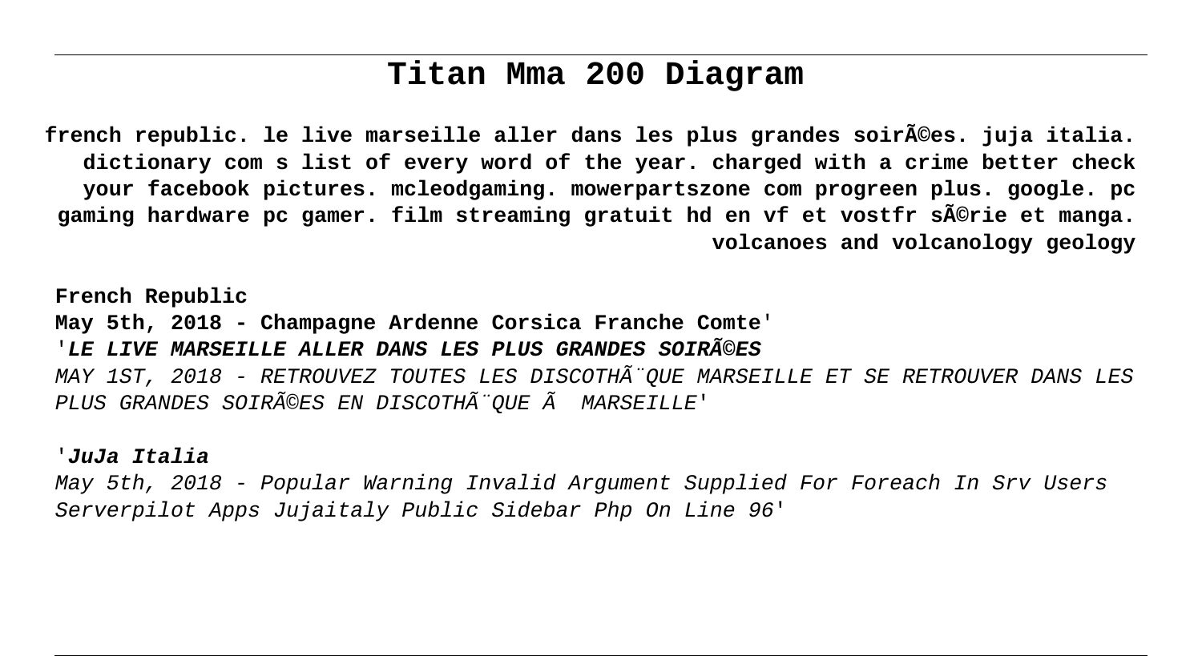# Titan Mma 200 Diagram

**french republic. le live marseille aller dans les plus grandes soirÃ©es. juja italia. dictionary com s list of every word of the year. charged with a crime better check your facebook pictures. mcleodgaming. mowerpartszone com progreen plus. google. pc gaming hardware pc gamer. film streaming gratuit hd en vf et vostfr sÃ©rie et manga. volcanoes and volcanology geology**

**French Republic**

**May 5th, 2018 - Champagne Ardenne Corsica Franche Comte'**

***'LE LIVE MARSEILLE ALLER DANS LES PLUS GRANDES SOIRÃ©ES***

*MAY 1ST, 2018 - RETROUVEZ TOUTES LES DISCOTHÃ¨QUE MARSEILLE ET SE RETROUVER DANS LES PLUS GRANDES SOIRÃ©ES EN DISCOTHÃ¨QUE Ã  MARSEILLE'*

***'JuJa Italia***

*May 5th, 2018 - Popular Warning Invalid Argument Supplied For Foreach In Srv Users Serverpilot Apps Jujaitaly Public Sidebar Php On Line 96'*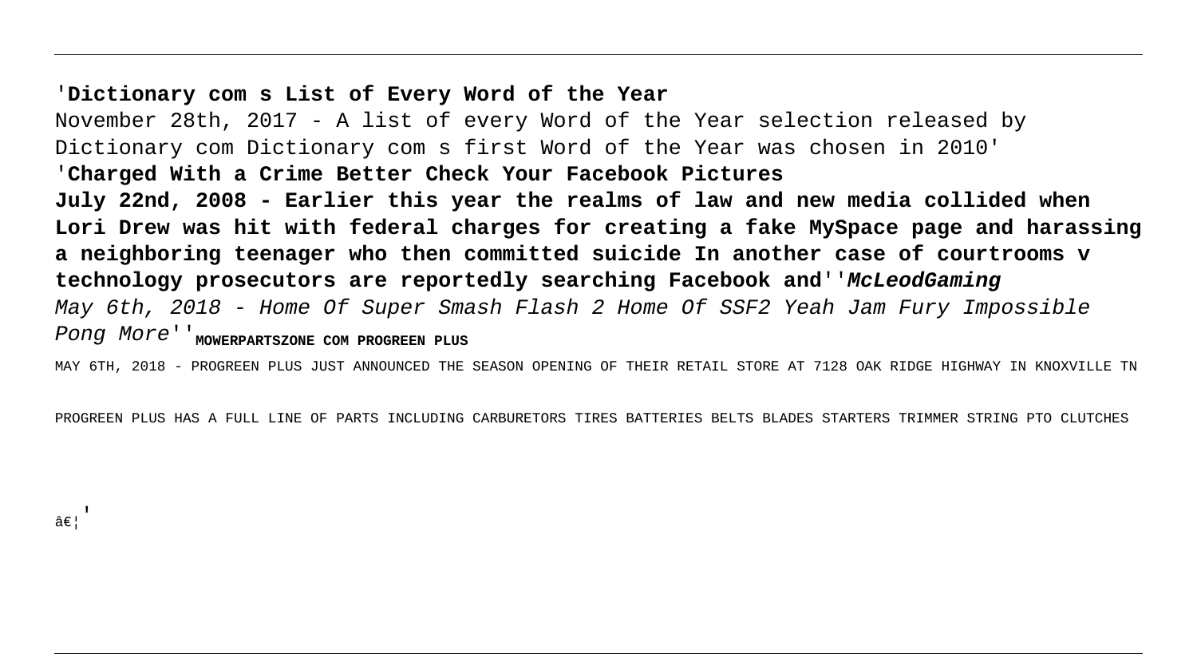'**Dictionary com s List of Every Word of the Year**
November 28th, 2017 - A list of every Word of the Year selection released by Dictionary com Dictionary com s first Word of the Year was chosen in 2010'
'**Charged With a Crime Better Check Your Facebook Pictures**
**July 22nd, 2008 - Earlier this year the realms of law and new media collided when Lori Drew was hit with federal charges for creating a fake MySpace page and harassing a neighboring teenager who then committed suicide In another case of courtrooms v technology prosecutors are reportedly searching Facebook and**''***McLeodGaming***
*May 6th, 2018 - Home Of Super Smash Flash 2 Home Of SSF2 Yeah Jam Fury Impossible Pong More*''**MOWERPARTSZONE COM PROGREEN PLUS**

MAY 6TH, 2018 - PROGREEN PLUS JUST ANNOUNCED THE SEASON OPENING OF THEIR RETAIL STORE AT 7128 OAK RIDGE HIGHWAY IN KNOXVILLE TN

PROGREEN PLUS HAS A FULL LINE OF PARTS INCLUDING CARBURETORS TIRES BATTERIES BELTS BLADES STARTERS TRIMMER STRING PTO CLUTCHES

â€¦'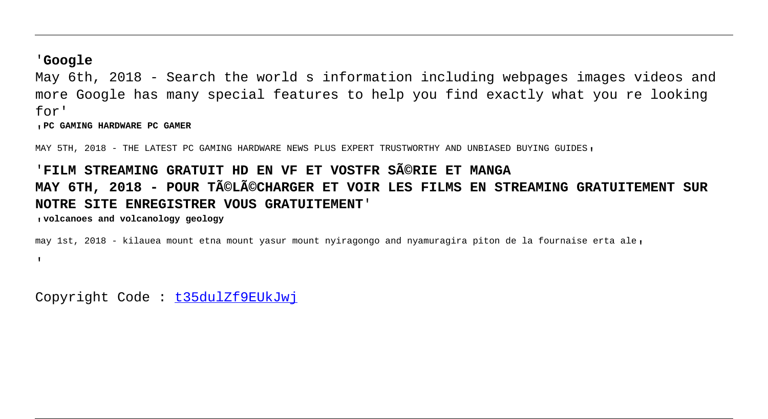'**Google**

May 6th, 2018 - Search the world s information including webpages images videos and more Google has many special features to help you find exactly what you re looking for'

'**PC GAMING HARDWARE PC GAMER**

MAY 5TH, 2018 - THE LATEST PC GAMING HARDWARE NEWS PLUS EXPERT TRUSTWORTHY AND UNBIASED BUYING GUIDES'

'**FILM STREAMING GRATUIT HD EN VF ET VOSTFR SÃ©RIE ET MANGA**

**MAY 6TH, 2018 - POUR TÃ©LÃ©CHARGER ET VOIR LES FILMS EN STREAMING GRATUITEMENT SUR NOTRE SITE ENREGISTRER VOUS GRATUITEMENT'**

'**volcanoes and volcanology geology**

may 1st, 2018 - kilauea mount etna mount yasur mount nyiragongo and nyamuragira piton de la fournaise erta ale'

'

Copyright Code : t35dulZf9EUkJwj